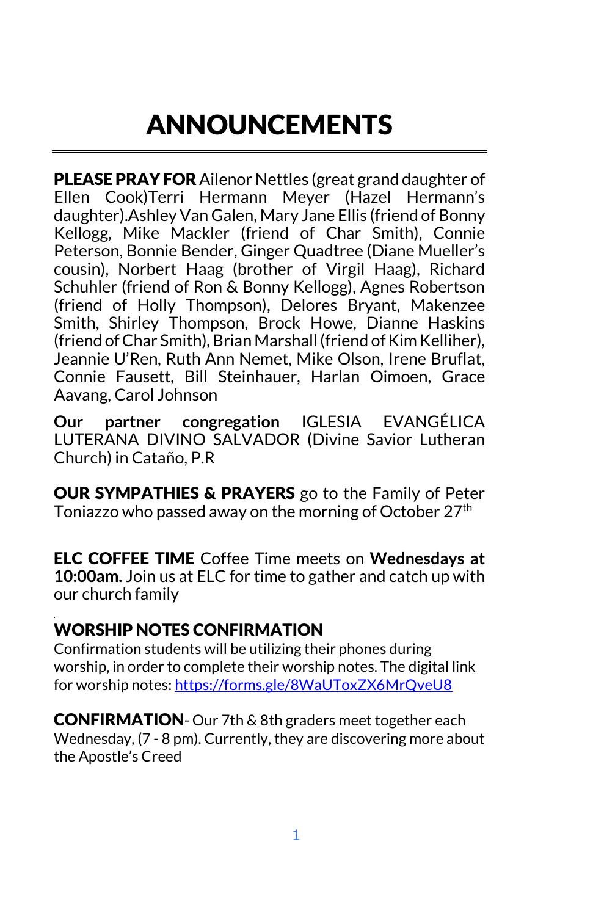# ANNOUNCEMENTS

**PLEASE PRAY FOR** Ailenor Nettles (great grand daughter of Ellen Cook)Terri Hermann Meyer (Hazel Hermann's daughter).Ashley Van Galen, Mary Jane Ellis (friend of Bonny Kellogg, Mike Mackler (friend of Char Smith), Connie Peterson, Bonnie Bender, Ginger Quadtree (Diane Mueller's cousin), Norbert Haag (brother of Virgil Haag), Richard Schuhler (friend of Ron & Bonny Kellogg), Agnes Robertson (friend of Holly Thompson), Delores Bryant, Makenzee Smith, Shirley Thompson, Brock Howe, Dianne Haskins (friend of Char Smith), Brian Marshall (friend of Kim Kelliher), Jeannie U'Ren, Ruth Ann Nemet, Mike Olson, Irene Bruflat, Connie Fausett, Bill Steinhauer, Harlan Oimoen, Grace Aavang, Carol Johnson

**Our partner congregation** IGLESIA EVANGÉLICA LUTERANA DIVINO SALVADOR (Divine Savior Lutheran Church) in Cataño, P.R

**OUR SYMPATHIES & PRAYERS** go to the Family of Peter Toniazzo who passed away on the morning of October 27th

**ELC COFFEE TIME** Coffee Time meets on **Wednesdays at 10:00am.** Join us at ELC for time to gather and catch up with our church family

**WORSHIP NOTES CONFIRMATION**

Confirmation students will be utilizing their phones during worship, in order to complete their worship notes. The digital link for worship notes: https://forms.gle/8WaUToxZX6MrQveU8

**CONFIRMATION**- Our 7th & 8th graders meet together each Wednesday, (7 - 8 pm). Currently, they are discovering more about the Apostle's Creed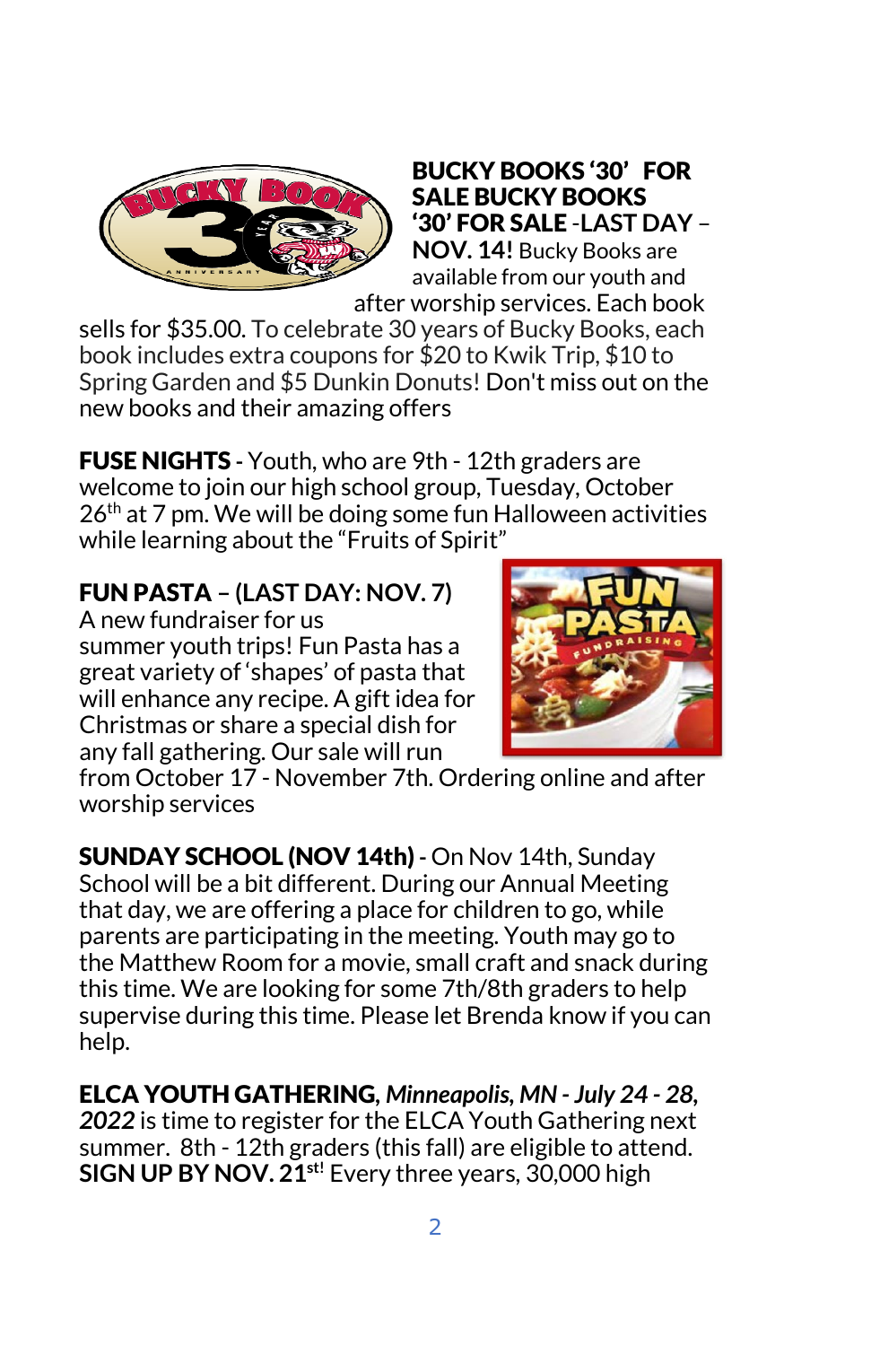**BUCKY BOOKS '30' FOR SALE BUCKY BOOKS '30' FOR SALE -LAST DAY – NOV. 14!** Bucky Books are available from our youth and after worship services. Each book sells for $35.00. To celebrate 30 years of Bucky Books, each book includes extra coupons for $20 to Kwik Trip, $10 to Spring Garden and $5 Dunkin Donuts! Don't miss out on the new books and their amazing offers

**FUSE NIGHTS** - Youth, who are 9th - 12th graders are welcome to join our high school group, Tuesday, October 26th at 7 pm. We will be doing some fun Halloween activities while learning about the "Fruits of Spirit"

**FUN PASTA – (LAST DAY: NOV. 7)**
A new fundraiser for us summer youth trips! Fun Pasta has a great variety of 'shapes' of pasta that will enhance any recipe. A gift idea for Christmas or share a special dish for any fall gathering. Our sale will run from October 17 - November 7th. Ordering online and after worship services

**SUNDAY SCHOOL (NOV 14th)** - On Nov 14th, Sunday School will be a bit different. During our Annual Meeting that day, we are offering a place for children to go, while parents are participating in the meeting. Youth may go to the Matthew Room for a movie, small craft and snack during this time. We are looking for some 7th/8th graders to help supervise during this time. Please let Brenda know if you can help.

**ELCA YOUTH GATHERING,** ***Minneapolis, MN - July 24 - 28, 2022*** is time to register for the ELCA Youth Gathering next summer. 8th - 12th graders (this fall) are eligible to attend. **SIGN UP BY NOV. 21st!** Every three years, 30,000 high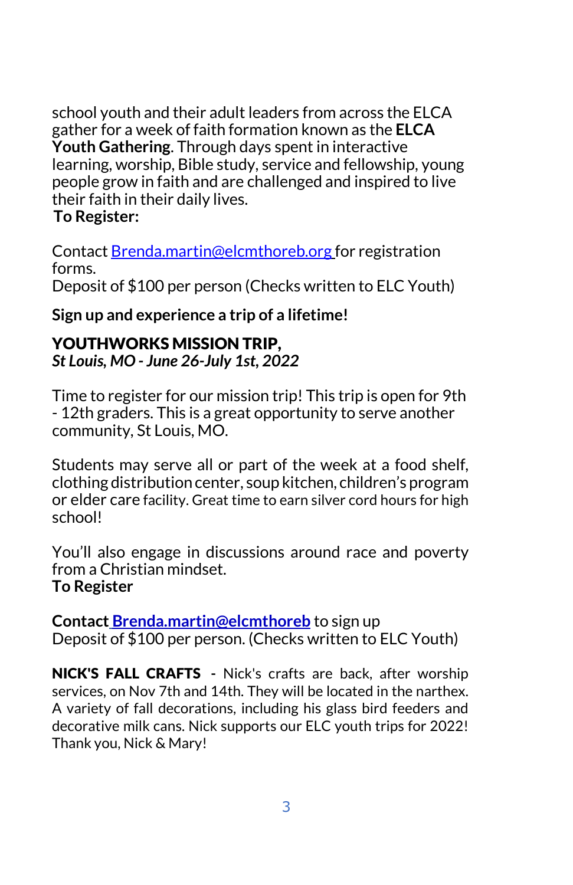school youth and their adult leaders from across the ELCA gather for a week of faith formation known as the **ELCA Youth Gathering**. Through days spent in interactive learning, worship, Bible study, service and fellowship, young people grow in faith and are challenged and inspired to live their faith in their daily lives.

**To Register:**

Contact Brenda.martin@elcmthoreb.org for registration forms.
Deposit of $100 per person (Checks written to ELC Youth)

**Sign up and experience a trip of a lifetime!**

**YOUTHWORKS MISSION TRIP,**
***St Louis, MO - June 26-July 1st, 2022***

Time to register for our mission trip! This trip is open for 9th - 12th graders. This is a great opportunity to serve another community, St Louis, MO.

Students may serve all or part of the week at a food shelf, clothing distribution center, soup kitchen, children's program or elder care facility. Great time to earn silver cord hours for high school!

You'll also engage in discussions around race and poverty from a Christian mindset.

**To Register**

**Contact Brenda.martin@elcmthoreb** to sign up
Deposit of $100 per person. (Checks written to ELC Youth)

**NICK'S FALL CRAFTS** - Nick's crafts are back, after worship services, on Nov 7th and 14th. They will be located in the narthex. A variety of fall decorations, including his glass bird feeders and decorative milk cans. Nick supports our ELC youth trips for 2022! Thank you, Nick & Mary!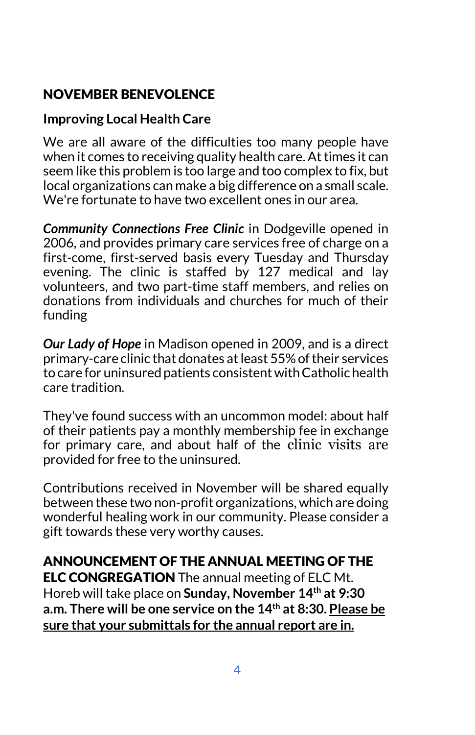## NOVEMBER BENEVOLENCE

### Improving Local Health Care

We are all aware of the difficulties too many people have when it comes to receiving quality health care. At times it can seem like this problem is too large and too complex to fix, but local organizations can make a big difference on a small scale. We're fortunate to have two excellent ones in our area.

***Community Connections Free Clinic*** in Dodgeville opened in 2006, and provides primary care services free of charge on a first-come, first-served basis every Tuesday and Thursday evening. The clinic is staffed by 127 medical and lay volunteers, and two part-time staff members, and relies on donations from individuals and churches for much of their funding

***Our Lady of Hope*** in Madison opened in 2009, and is a direct primary-care clinic that donates at least 55% of their services to care for uninsured patients consistent with Catholic health care tradition.

They've found success with an uncommon model: about half of their patients pay a monthly membership fee in exchange for primary care, and about half of the clinic visits are provided for free to the uninsured.

Contributions received in November will be shared equally between these two non-profit organizations, which are doing wonderful healing work in our community. Please consider a gift towards these very worthy causes.

**ANNOUNCEMENT OF THE ANNUAL MEETING OF THE ELC CONGREGATION** The annual meeting of ELC Mt. Horeb will take place on **Sunday, November 14th at 9:30 a.m. There will be one service on the 14th at 8:30.** <u>**Please be sure that your submittals for the annual report are in.**</u>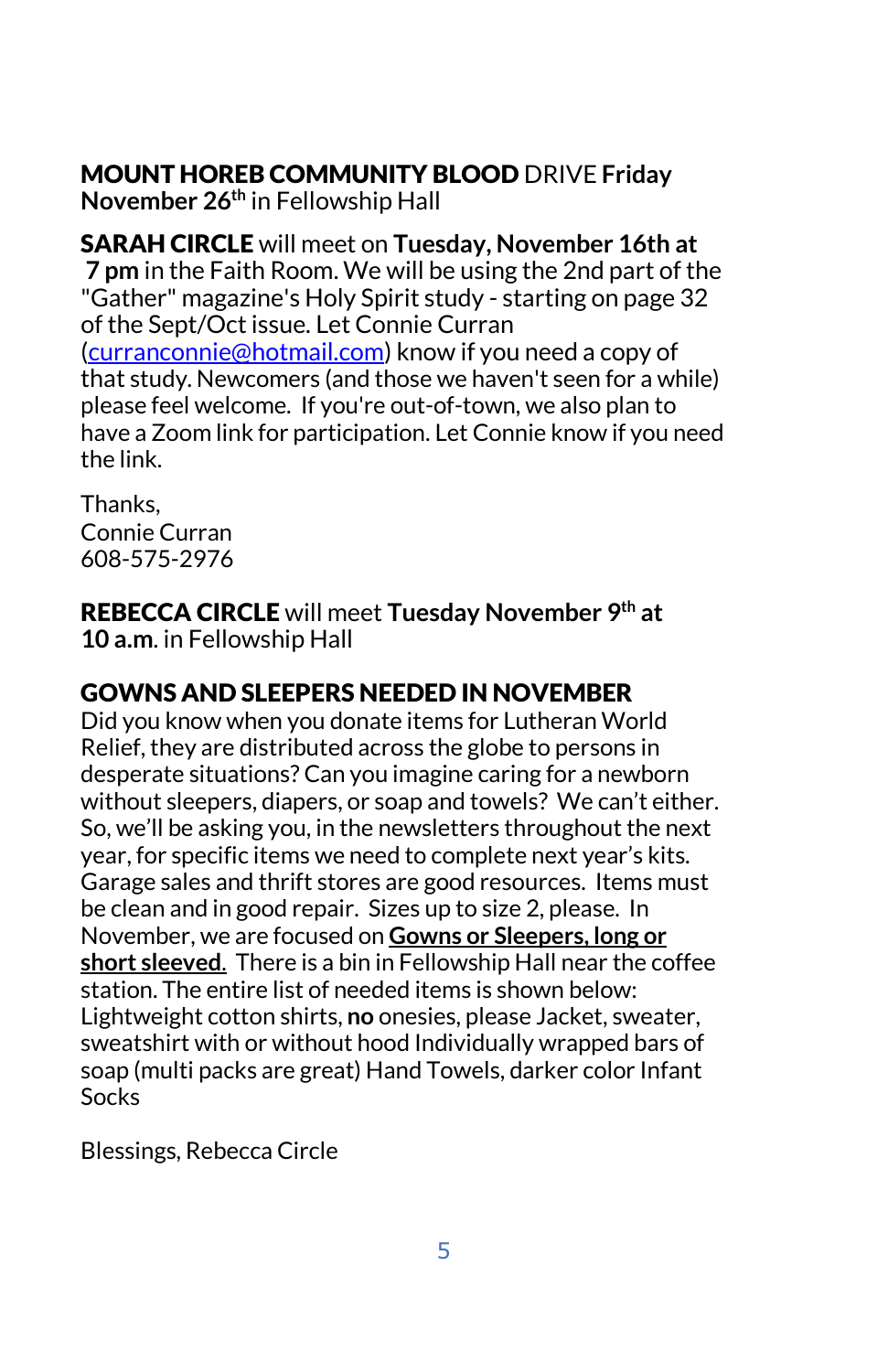**MOUNT HOREB COMMUNITY BLOOD** DRIVE **Friday November 26th** in Fellowship Hall

**SARAH CIRCLE** will meet on **Tuesday, November 16th at 7 pm** in the Faith Room. We will be using the 2nd part of the "Gather" magazine's Holy Spirit study - starting on page 32 of the Sept/Oct issue. Let Connie Curran (curranconnie@hotmail.com) know if you need a copy of that study. Newcomers (and those we haven't seen for a while) please feel welcome. If you're out-of-town, we also plan to have a Zoom link for participation. Let Connie know if you need the link.

Thanks,
Connie Curran
608-575-2976

**REBECCA CIRCLE** will meet **Tuesday November 9th at 10 a.m**. in Fellowship Hall

**GOWNS AND SLEEPERS NEEDED IN NOVEMBER**

Did you know when you donate items for Lutheran World Relief, they are distributed across the globe to persons in desperate situations? Can you imagine caring for a newborn without sleepers, diapers, or soap and towels? We can't either. So, we'll be asking you, in the newsletters throughout the next year, for specific items we need to complete next year's kits. Garage sales and thrift stores are good resources. Items must be clean and in good repair. Sizes up to size 2, please. In November, we are focused on **Gowns or Sleepers, long or short sleeved**. There is a bin in Fellowship Hall near the coffee station. The entire list of needed items is shown below: Lightweight cotton shirts, **no** onesies, please Jacket, sweater, sweatshirt with or without hood Individually wrapped bars of soap (multi packs are great) Hand Towels, darker color Infant Socks

Blessings, Rebecca Circle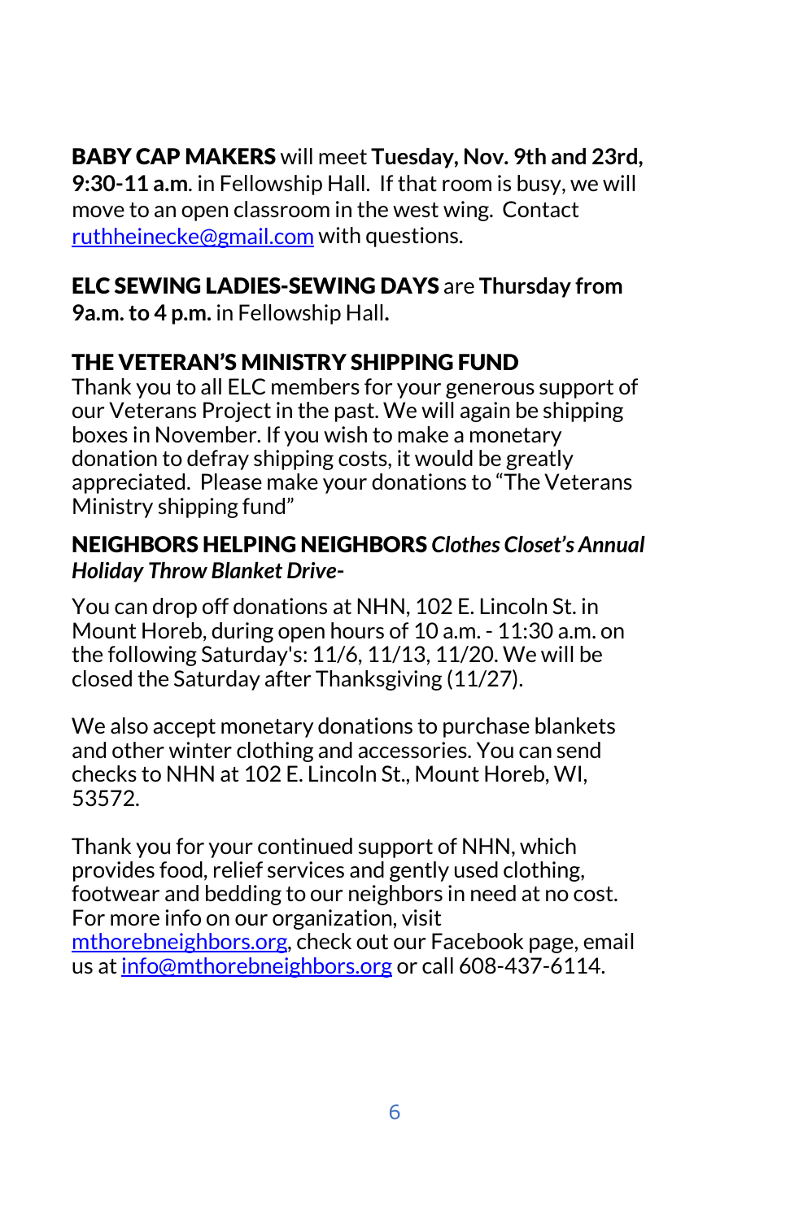**BABY CAP MAKERS** will meet **Tuesday, Nov. 9th and 23rd, 9:30-11 a.m**. in Fellowship Hall. If that room is busy, we will move to an open classroom in the west wing. Contact ruthheinecke@gmail.com with questions.

**ELC SEWING LADIES-SEWING DAYS** are **Thursday from 9a.m. to 4 p.m.** in Fellowship Hall**.**

**THE VETERAN'S MINISTRY SHIPPING FUND**
Thank you to all ELC members for your generous support of our Veterans Project in the past. We will again be shipping boxes in November. If you wish to make a monetary donation to defray shipping costs, it would be greatly appreciated. Please make your donations to "The Veterans Ministry shipping fund"

**NEIGHBORS HELPING NEIGHBORS** ***Clothes Closet's Annual Holiday Throw Blanket Drive-***

You can drop off donations at NHN, 102 E. Lincoln St. in Mount Horeb, during open hours of 10 a.m. - 11:30 a.m. on the following Saturday's: 11/6, 11/13, 11/20. We will be closed the Saturday after Thanksgiving (11/27).

We also accept monetary donations to purchase blankets and other winter clothing and accessories. You can send checks to NHN at 102 E. Lincoln St., Mount Horeb, WI, 53572.

Thank you for your continued support of NHN, which provides food, relief services and gently used clothing, footwear and bedding to our neighbors in need at no cost. For more info on our organization, visit mthorebneighbors.org, check out our Facebook page, email us at info@mthorebneighbors.org or call 608-437-6114.